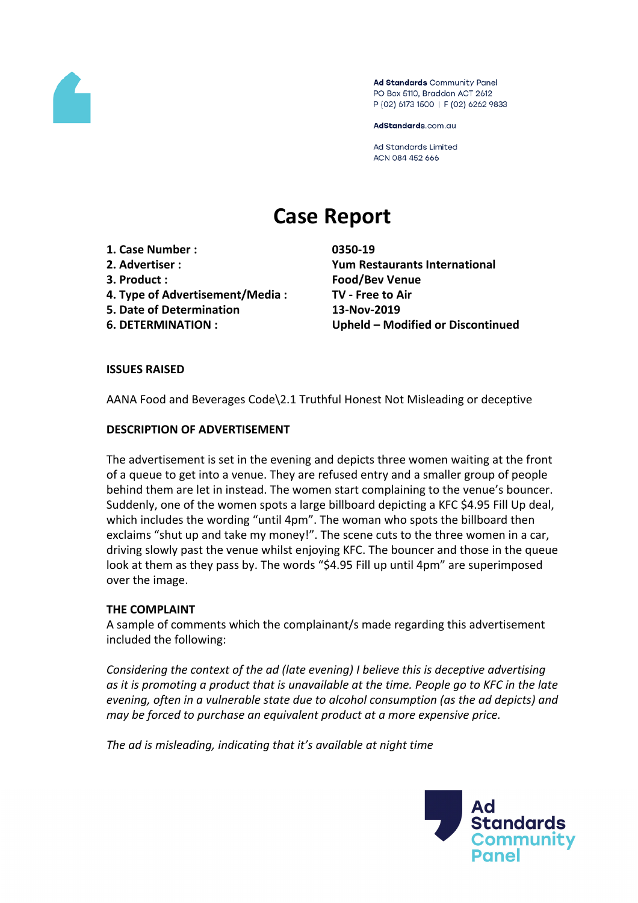Ad Standards Community Panel
PO Box 5110, Braddon ACT 2612
P (02) 6173 1500 | F (02) 6262 9833

AdStandards.com.au

Ad Standards Limited
ACN 084 452 666

# Case Report

| | |
|---|---|
| **1. Case Number :** | **0350-19** |
| **2. Advertiser :** | **Yum Restaurants International** |
| **3. Product :** | **Food/Bev Venue** |
| **4. Type of Advertisement/Media :** | **TV - Free to Air** |
| **5. Date of Determination** | **13-Nov-2019** |
| **6. DETERMINATION :** | **Upheld – Modified or Discontinued** |

**ISSUES RAISED**

AANA Food and Beverages Code\2.1 Truthful Honest Not Misleading or deceptive

**DESCRIPTION OF ADVERTISEMENT**

The advertisement is set in the evening and depicts three women waiting at the front of a queue to get into a venue. They are refused entry and a smaller group of people behind them are let in instead. The women start complaining to the venue's bouncer. Suddenly, one of the women spots a large billboard depicting a KFC $4.95 Fill Up deal, which includes the wording "until 4pm". The woman who spots the billboard then exclaims "shut up and take my money!". The scene cuts to the three women in a car, driving slowly past the venue whilst enjoying KFC. The bouncer and those in the queue look at them as they pass by. The words "$4.95 Fill up until 4pm" are superimposed over the image.

**THE COMPLAINT**

A sample of comments which the complainant/s made regarding this advertisement included the following:

*Considering the context of the ad (late evening) I believe this is deceptive advertising as it is promoting a product that is unavailable at the time. People go to KFC in the late evening, often in a vulnerable state due to alcohol consumption (as the ad depicts) and may be forced to purchase an equivalent product at a more expensive price.*

*The ad is misleading, indicating that it's available at night time*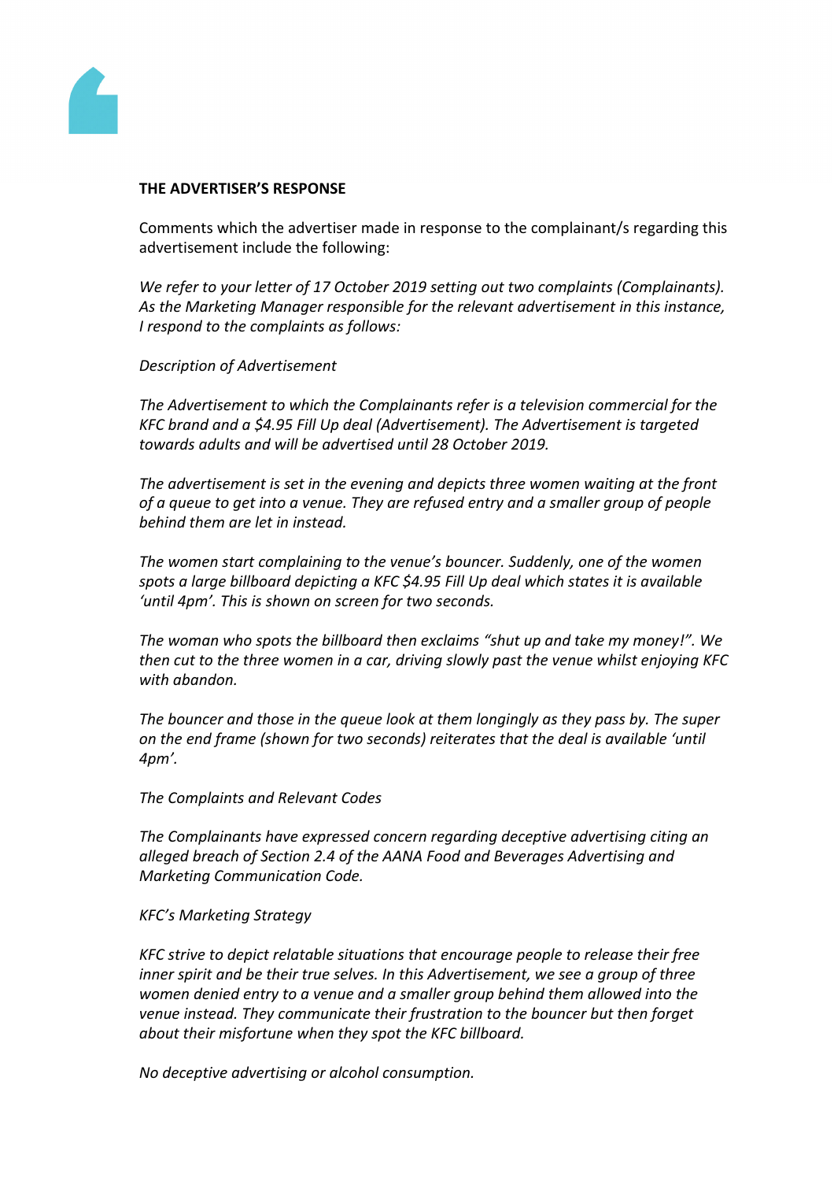**THE ADVERTISER'S RESPONSE**

Comments which the advertiser made in response to the complainant/s regarding this advertisement include the following:

*We refer to your letter of 17 October 2019 setting out two complaints (Complainants). As the Marketing Manager responsible for the relevant advertisement in this instance, I respond to the complaints as follows:*

*Description of Advertisement*

*The Advertisement to which the Complainants refer is a television commercial for the KFC brand and a $4.95 Fill Up deal (Advertisement). The Advertisement is targeted towards adults and will be advertised until 28 October 2019.*

*The advertisement is set in the evening and depicts three women waiting at the front of a queue to get into a venue. They are refused entry and a smaller group of people behind them are let in instead.*

*The women start complaining to the venue's bouncer. Suddenly, one of the women spots a large billboard depicting a KFC $4.95 Fill Up deal which states it is available 'until 4pm'. This is shown on screen for two seconds.*

*The woman who spots the billboard then exclaims "shut up and take my money!". We then cut to the three women in a car, driving slowly past the venue whilst enjoying KFC with abandon.*

*The bouncer and those in the queue look at them longingly as they pass by. The super on the end frame (shown for two seconds) reiterates that the deal is available 'until 4pm'.*

*The Complaints and Relevant Codes*

*The Complainants have expressed concern regarding deceptive advertising citing an alleged breach of Section 2.4 of the AANA Food and Beverages Advertising and Marketing Communication Code.*

*KFC's Marketing Strategy*

*KFC strive to depict relatable situations that encourage people to release their free inner spirit and be their true selves. In this Advertisement, we see a group of three women denied entry to a venue and a smaller group behind them allowed into the venue instead. They communicate their frustration to the bouncer but then forget about their misfortune when they spot the KFC billboard.*

*No deceptive advertising or alcohol consumption.*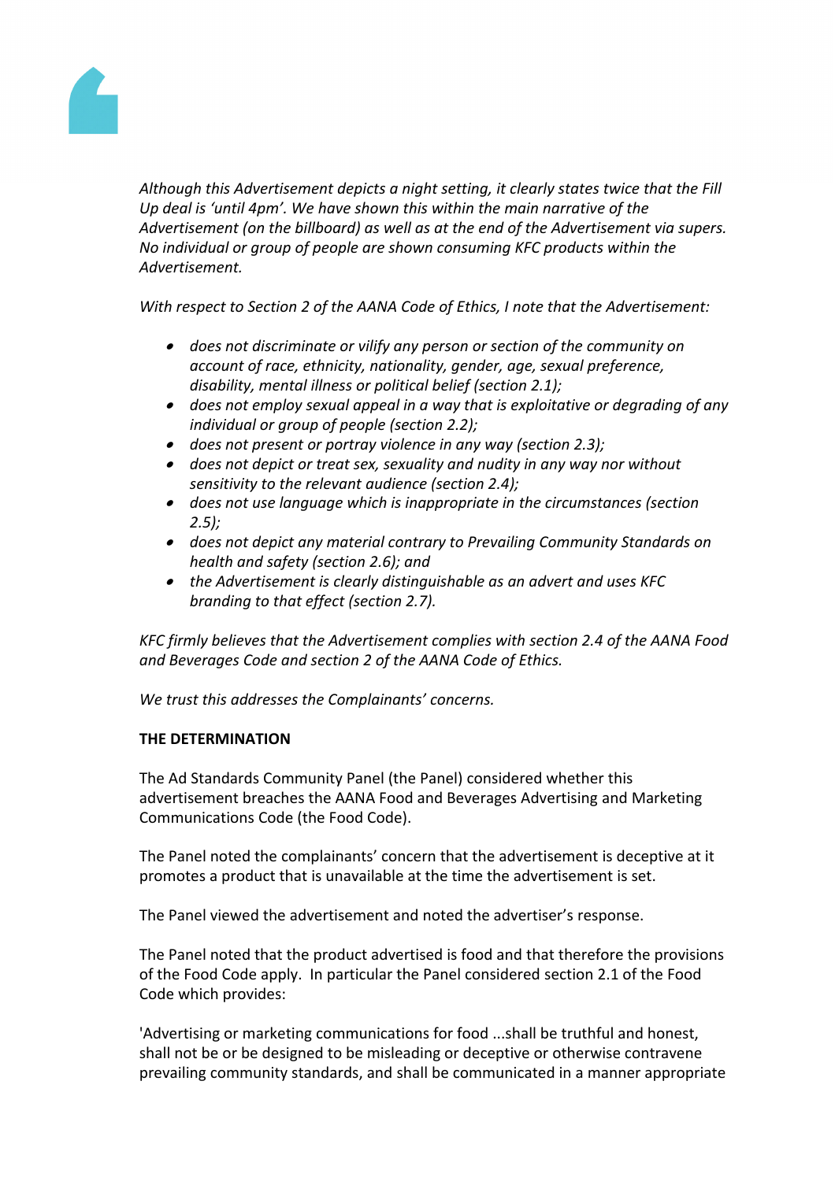*Although this Advertisement depicts a night setting, it clearly states twice that the Fill Up deal is 'until 4pm'. We have shown this within the main narrative of the Advertisement (on the billboard) as well as at the end of the Advertisement via supers. No individual or group of people are shown consuming KFC products within the Advertisement.*

*With respect to Section 2 of the AANA Code of Ethics, I note that the Advertisement:*

- *does not discriminate or vilify any person or section of the community on account of race, ethnicity, nationality, gender, age, sexual preference, disability, mental illness or political belief (section 2.1);*
- *does not employ sexual appeal in a way that is exploitative or degrading of any individual or group of people (section 2.2);*
- *does not present or portray violence in any way (section 2.3);*
- *does not depict or treat sex, sexuality and nudity in any way nor without sensitivity to the relevant audience (section 2.4);*
- *does not use language which is inappropriate in the circumstances (section 2.5);*
- *does not depict any material contrary to Prevailing Community Standards on health and safety (section 2.6); and*
- *the Advertisement is clearly distinguishable as an advert and uses KFC branding to that effect (section 2.7).*

*KFC firmly believes that the Advertisement complies with section 2.4 of the AANA Food and Beverages Code and section 2 of the AANA Code of Ethics.*

*We trust this addresses the Complainants' concerns.*

**THE DETERMINATION**

The Ad Standards Community Panel (the Panel) considered whether this advertisement breaches the AANA Food and Beverages Advertising and Marketing Communications Code (the Food Code).

The Panel noted the complainants' concern that the advertisement is deceptive at it promotes a product that is unavailable at the time the advertisement is set.

The Panel viewed the advertisement and noted the advertiser's response.

The Panel noted that the product advertised is food and that therefore the provisions of the Food Code apply. In particular the Panel considered section 2.1 of the Food Code which provides:

'Advertising or marketing communications for food ...shall be truthful and honest, shall not be or be designed to be misleading or deceptive or otherwise contravene prevailing community standards, and shall be communicated in a manner appropriate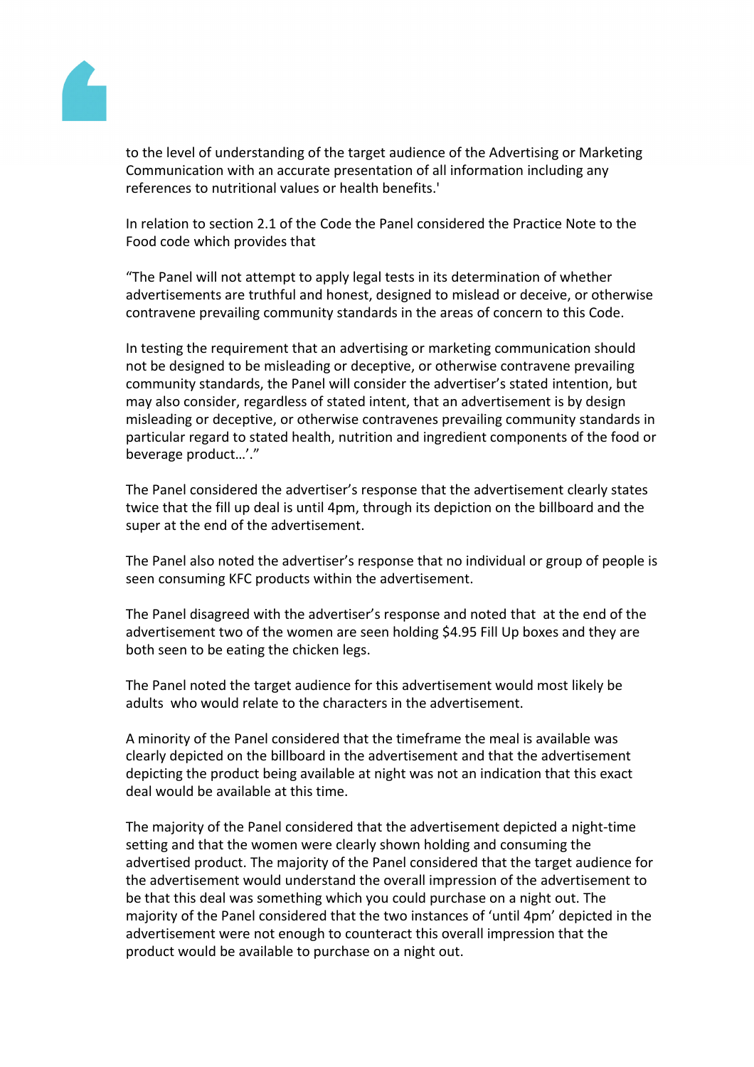to the level of understanding of the target audience of the Advertising or Marketing Communication with an accurate presentation of all information including any references to nutritional values or health benefits.'

In relation to section 2.1 of the Code the Panel considered the Practice Note to the Food code which provides that

"The Panel will not attempt to apply legal tests in its determination of whether advertisements are truthful and honest, designed to mislead or deceive, or otherwise contravene prevailing community standards in the areas of concern to this Code.

In testing the requirement that an advertising or marketing communication should not be designed to be misleading or deceptive, or otherwise contravene prevailing community standards, the Panel will consider the advertiser's stated intention, but may also consider, regardless of stated intent, that an advertisement is by design misleading or deceptive, or otherwise contravenes prevailing community standards in particular regard to stated health, nutrition and ingredient components of the food or beverage product…'."

The Panel considered the advertiser's response that the advertisement clearly states twice that the fill up deal is until 4pm, through its depiction on the billboard and the super at the end of the advertisement.

The Panel also noted the advertiser's response that no individual or group of people is seen consuming KFC products within the advertisement.

The Panel disagreed with the advertiser's response and noted that at the end of the advertisement two of the women are seen holding $4.95 Fill Up boxes and they are both seen to be eating the chicken legs.

The Panel noted the target audience for this advertisement would most likely be adults who would relate to the characters in the advertisement.

A minority of the Panel considered that the timeframe the meal is available was clearly depicted on the billboard in the advertisement and that the advertisement depicting the product being available at night was not an indication that this exact deal would be available at this time.

The majority of the Panel considered that the advertisement depicted a night-time setting and that the women were clearly shown holding and consuming the advertised product. The majority of the Panel considered that the target audience for the advertisement would understand the overall impression of the advertisement to be that this deal was something which you could purchase on a night out. The majority of the Panel considered that the two instances of 'until 4pm' depicted in the advertisement were not enough to counteract this overall impression that the product would be available to purchase on a night out.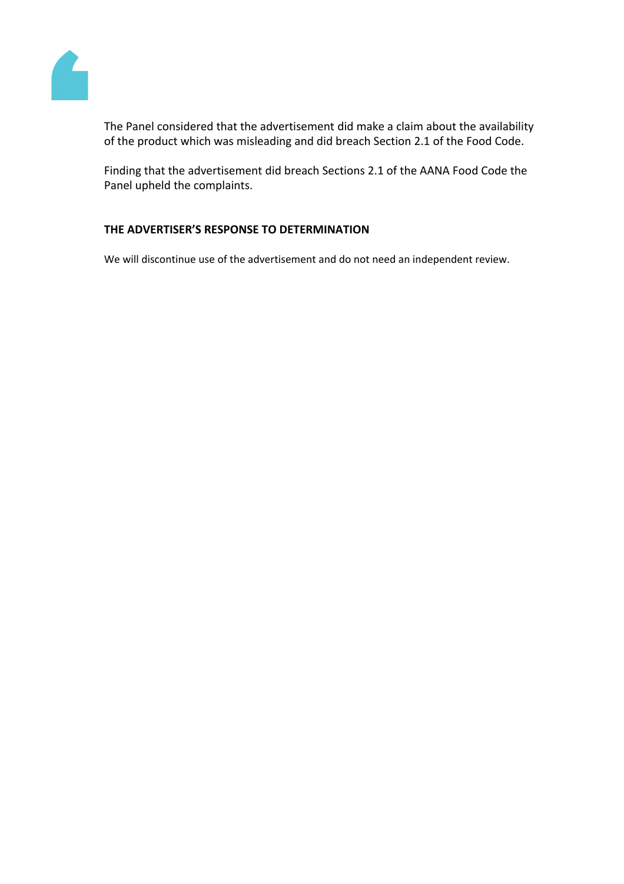The Panel considered that the advertisement did make a claim about the availability of the product which was misleading and did breach Section 2.1 of the Food Code.

Finding that the advertisement did breach Sections 2.1 of the AANA Food Code the Panel upheld the complaints.

**THE ADVERTISER'S RESPONSE TO DETERMINATION**

We will discontinue use of the advertisement and do not need an independent review.